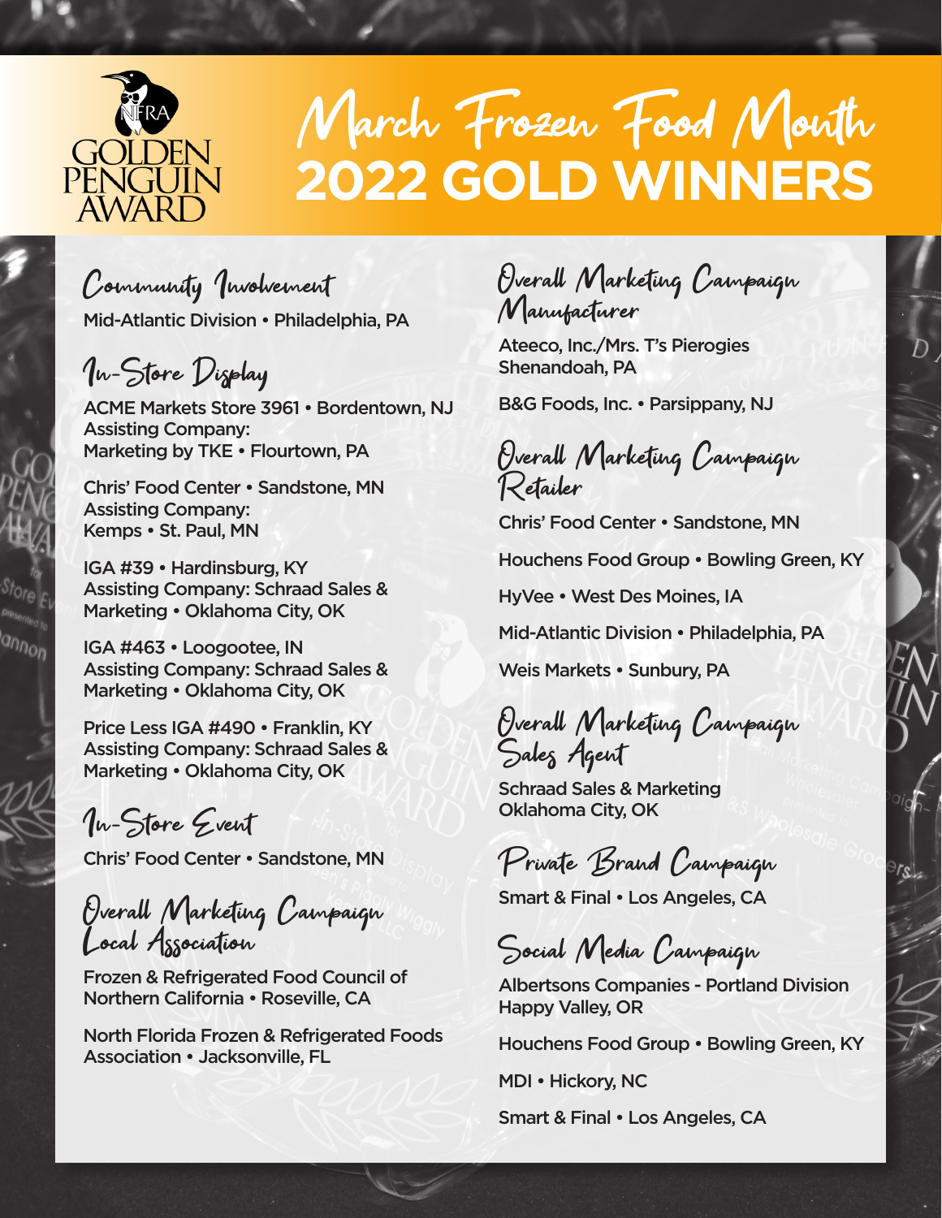# March Frozen Food Month 2022 GOLD WINNERS

NFRA GOLDEN PENGUIN AWARD

## Community Involvement

Mid-Atlantic Division • Philadelphia, PA

## In-Store Display

ACME Markets Store 3961 • Bordentown, NJ
Assisting Company:
Marketing by TKE • Flourtown, PA

Chris' Food Center • Sandstone, MN
Assisting Company:
Kemps • St. Paul, MN

IGA #39 • Hardinsburg, KY
Assisting Company: Schraad Sales & Marketing • Oklahoma City, OK

IGA #463 • Loogootee, IN
Assisting Company: Schraad Sales & Marketing • Oklahoma City, OK

Price Less IGA #490 • Franklin, KY
Assisting Company: Schraad Sales & Marketing • Oklahoma City, OK

## In-Store Event

Chris' Food Center • Sandstone, MN

## Overall Marketing Campaign Local Association

Frozen & Refrigerated Food Council of Northern California • Roseville, CA

North Florida Frozen & Refrigerated Foods Association • Jacksonville, FL

## Overall Marketing Campaign Manufacturer

Ateeco, Inc./Mrs. T's Pierogies
Shenandoah, PA

B&G Foods, Inc. • Parsippany, NJ

## Overall Marketing Campaign Retailer

Chris' Food Center • Sandstone, MN

Houchens Food Group • Bowling Green, KY

HyVee • West Des Moines, IA

Mid-Atlantic Division • Philadelphia, PA

Weis Markets • Sunbury, PA

## Overall Marketing Campaign Sales Agent

Schraad Sales & Marketing
Oklahoma City, OK

## Private Brand Campaign

Smart & Final • Los Angeles, CA

## Social Media Campaign

Albertsons Companies - Portland Division
Happy Valley, OR

Houchens Food Group • Bowling Green, KY

MDI • Hickory, NC

Smart & Final • Los Angeles, CA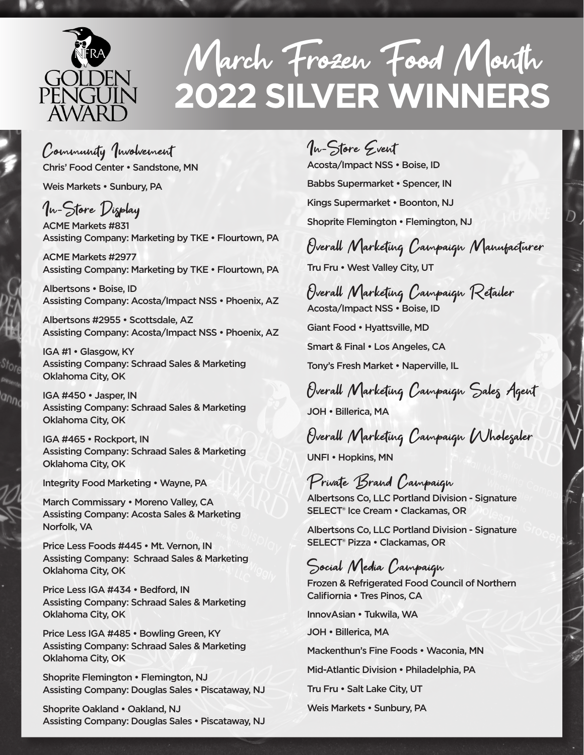# March Frozen Food Month

# 2022 SILVER WINNERS

NFRA GOLDEN PENGUIN AWARD

## Community Involvement

Chris' Food Center • Sandstone, MN

Weis Markets • Sunbury, PA

## In-Store Display

ACME Markets #831
Assisting Company: Marketing by TKE • Flourtown, PA

ACME Markets #2977
Assisting Company: Marketing by TKE • Flourtown, PA

Albertsons • Boise, ID
Assisting Company: Acosta/Impact NSS • Phoenix, AZ

Albertsons #2955 • Scottsdale, AZ
Assisting Company: Acosta/Impact NSS • Phoenix, AZ

IGA #1 • Glasgow, KY
Assisting Company: Schraad Sales & Marketing
Oklahoma City, OK

IGA #450 • Jasper, IN
Assisting Company: Schraad Sales & Marketing
Oklahoma City, OK

IGA #465 • Rockport, IN
Assisting Company: Schraad Sales & Marketing
Oklahoma City, OK

Integrity Food Marketing • Wayne, PA

March Commissary • Moreno Valley, CA
Assisting Company: Acosta Sales & Marketing
Norfolk, VA

Price Less Foods #445 • Mt. Vernon, IN
Assisting Company: Schraad Sales & Marketing
Oklahoma City, OK

Price Less IGA #434 • Bedford, IN
Assisting Company: Schraad Sales & Marketing
Oklahoma City, OK

Price Less IGA #485 • Bowling Green, KY
Assisting Company: Schraad Sales & Marketing
Oklahoma City, OK

Shoprite Flemington • Flemington, NJ
Assisting Company: Douglas Sales • Piscataway, NJ

Shoprite Oakland • Oakland, NJ
Assisting Company: Douglas Sales • Piscataway, NJ

## In-Store Event

Acosta/Impact NSS • Boise, ID

Babbs Supermarket • Spencer, IN

Kings Supermarket • Boonton, NJ

Shoprite Flemington • Flemington, NJ

## Overall Marketing Campaign Manufacturer

Tru Fru • West Valley City, UT

## Overall Marketing Campaign Retailer

Acosta/Impact NSS • Boise, ID

Giant Food • Hyattsville, MD

Smart & Final • Los Angeles, CA

Tony's Fresh Market • Naperville, IL

## Overall Marketing Campaign Sales Agent

JOH • Billerica, MA

## Overall Marketing Campaign Wholesaler

UNFI • Hopkins, MN

## Private Brand Campaign

Albertsons Co, LLC Portland Division - Signature SELECT® Ice Cream • Clackamas, OR

Albertsons Co, LLC Portland Division - Signature SELECT® Pizza • Clackamas, OR

## Social Media Campaign

Frozen & Refrigerated Food Council of Northern Califiornia • Tres Pinos, CA

InnovAsian • Tukwila, WA

JOH • Billerica, MA

Mackenthun's Fine Foods • Waconia, MN

Mid-Atlantic Division • Philadelphia, PA

Tru Fru • Salt Lake City, UT

Weis Markets • Sunbury, PA